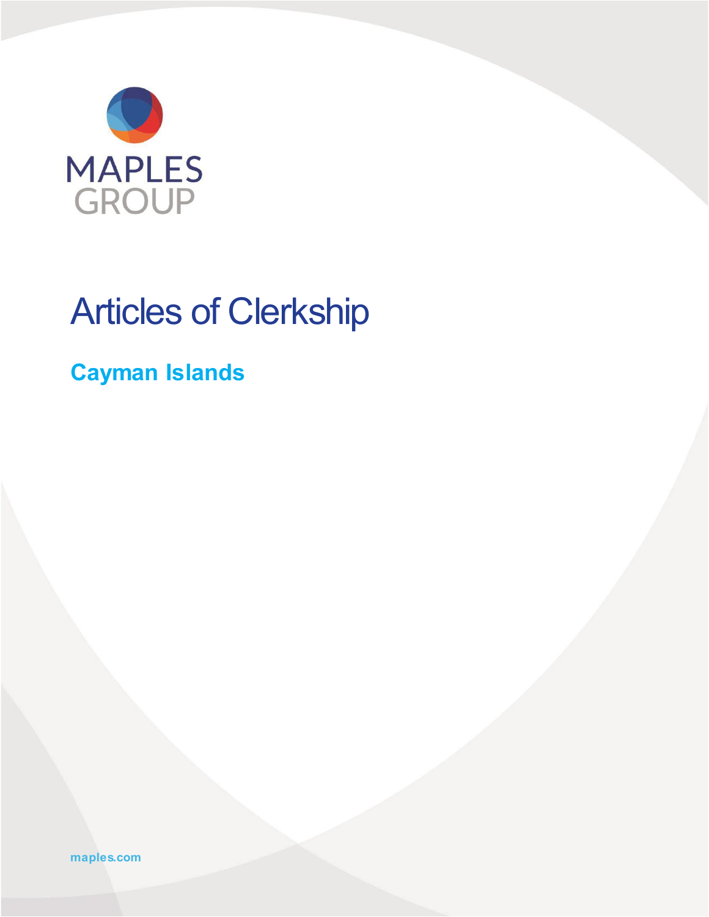MAPLES GROUP

# Articles of Clerkship

## Cayman Islands

maples.com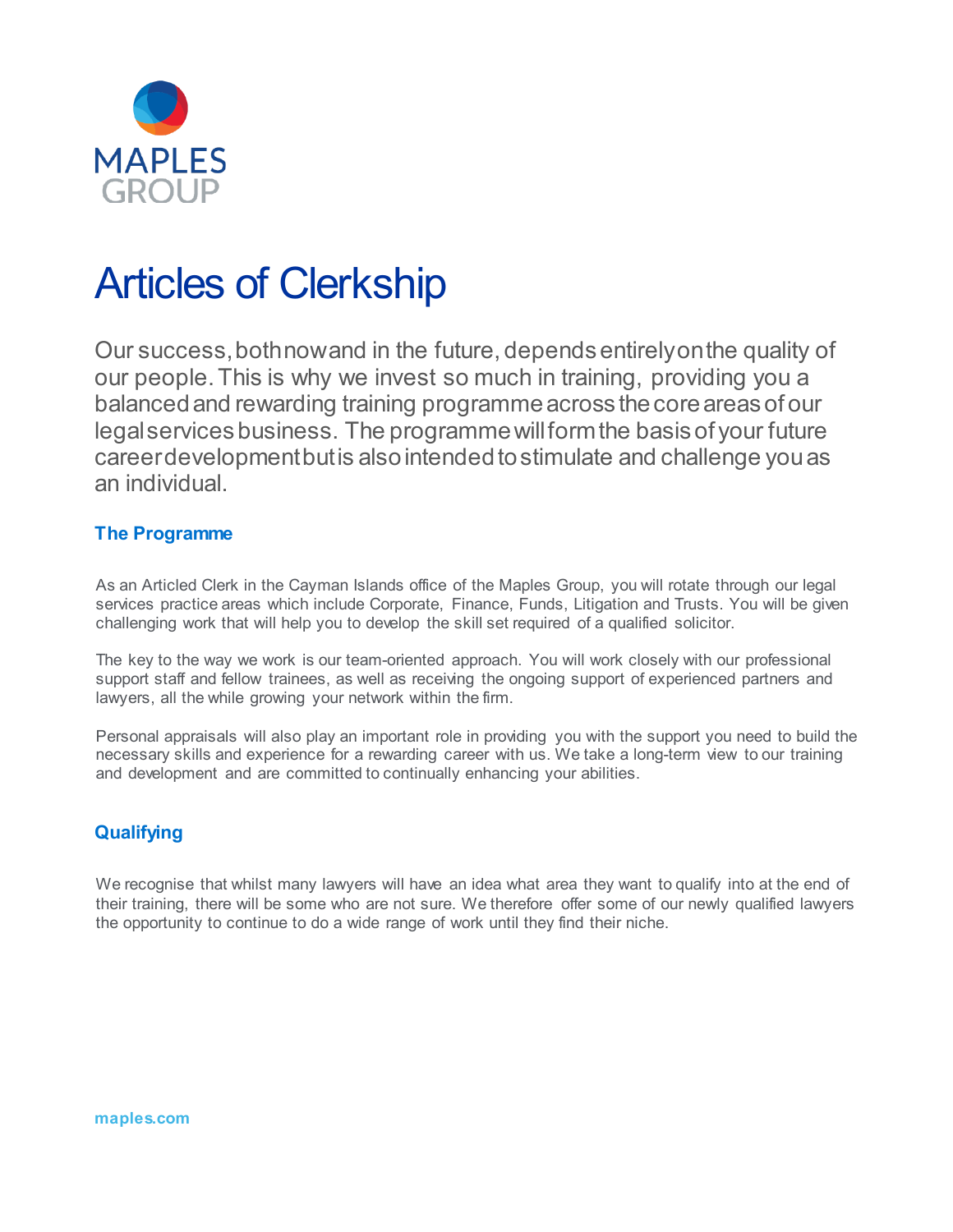# Articles of Clerkship

Our success, both now and in the future, depends entirely on the quality of our people. This is why we invest so much in training, providing you a balanced and rewarding training programme across the core areas of our legal services business. The programme will form the basis of your future career development but is also intended to stimulate and challenge you as an individual.

## The Programme

As an Articled Clerk in the Cayman Islands office of the Maples Group, you will rotate through our legal services practice areas which include Corporate, Finance, Funds, Litigation and Trusts. You will be given challenging work that will help you to develop the skill set required of a qualified solicitor.

The key to the way we work is our team-oriented approach. You will work closely with our professional support staff and fellow trainees, as well as receiving the ongoing support of experienced partners and lawyers, all the while growing your network within the firm.

Personal appraisals will also play an important role in providing you with the support you need to build the necessary skills and experience for a rewarding career with us. We take a long-term view to our training and development and are committed to continually enhancing your abilities.

## Qualifying

We recognise that whilst many lawyers will have an idea what area they want to qualify into at the end of their training, there will be some who are not sure. We therefore offer some of our newly qualified lawyers the opportunity to continue to do a wide range of work until they find their niche.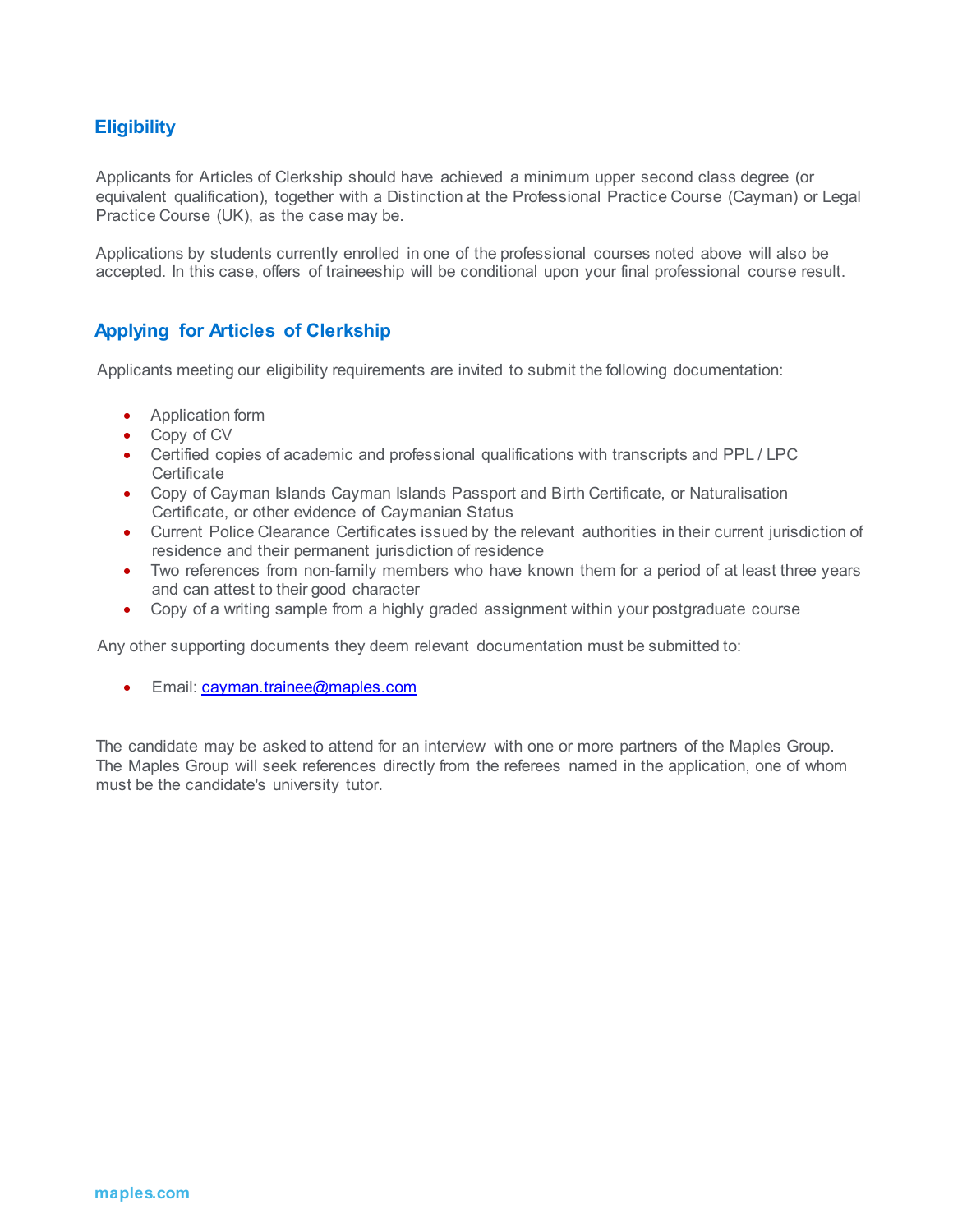## Eligibility

Applicants for Articles of Clerkship should have achieved a minimum upper second class degree (or equivalent qualification), together with a Distinction at the Professional Practice Course (Cayman) or Legal Practice Course (UK), as the case may be.

Applications by students currently enrolled in one of the professional courses noted above will also be accepted. In this case, offers of traineeship will be conditional upon your final professional course result.

## Applying for Articles of Clerkship

Applicants meeting our eligibility requirements are invited to submit the following documentation:

- Application form
- Copy of CV
- Certified copies of academic and professional qualifications with transcripts and PPL / LPC Certificate
- Copy of Cayman Islands Cayman Islands Passport and Birth Certificate, or Naturalisation Certificate, or other evidence of Caymanian Status
- Current Police Clearance Certificates issued by the relevant authorities in their current jurisdiction of residence and their permanent jurisdiction of residence
- Two references from non-family members who have known them for a period of at least three years and can attest to their good character
- Copy of a writing sample from a highly graded assignment within your postgraduate course

Any other supporting documents they deem relevant documentation must be submitted to:

- Email: cayman.trainee@maples.com

The candidate may be asked to attend for an interview with one or more partners of the Maples Group. The Maples Group will seek references directly from the referees named in the application, one of whom must be the candidate's university tutor.